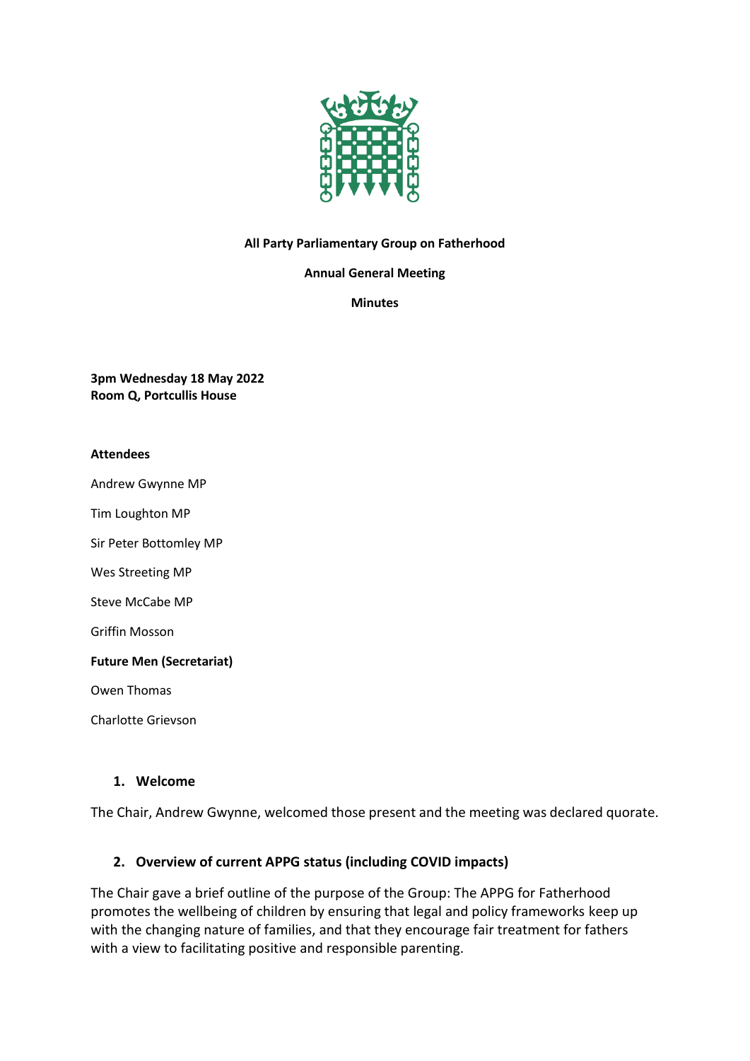**All Party Parliamentary Group on Fatherhood**

**Annual General Meeting**

**Minutes**

**3pm Wednesday 18 May 2022**
**Room Q, Portcullis House**

**Attendees**

Andrew Gwynne MP

Tim Loughton MP

Sir Peter Bottomley MP

Wes Streeting MP

Steve McCabe MP

Griffin Mosson

**Future Men (Secretariat)**

Owen Thomas

Charlotte Grievson

## 1. Welcome

The Chair, Andrew Gwynne, welcomed those present and the meeting was declared quorate.

## 2. Overview of current APPG status (including COVID impacts)

The Chair gave a brief outline of the purpose of the Group: The APPG for Fatherhood promotes the wellbeing of children by ensuring that legal and policy frameworks keep up with the changing nature of families, and that they encourage fair treatment for fathers with a view to facilitating positive and responsible parenting.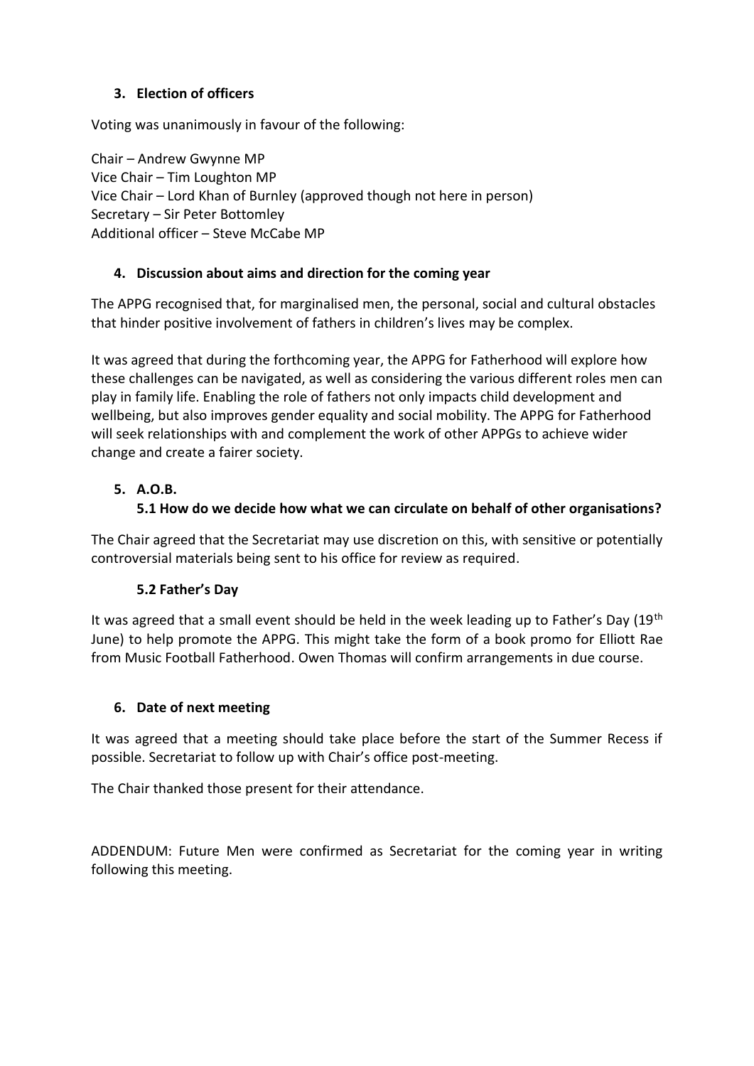## 3. Election of officers

Voting was unanimously in favour of the following:

Chair – Andrew Gwynne MP
Vice Chair – Tim Loughton MP
Vice Chair – Lord Khan of Burnley (approved though not here in person)
Secretary – Sir Peter Bottomley
Additional officer – Steve McCabe MP

## 4. Discussion about aims and direction for the coming year

The APPG recognised that, for marginalised men, the personal, social and cultural obstacles that hinder positive involvement of fathers in children's lives may be complex.

It was agreed that during the forthcoming year, the APPG for Fatherhood will explore how these challenges can be navigated, as well as considering the various different roles men can play in family life. Enabling the role of fathers not only impacts child development and wellbeing, but also improves gender equality and social mobility. The APPG for Fatherhood will seek relationships with and complement the work of other APPGs to achieve wider change and create a fairer society.

## 5. A.O.B.

### 5.1 How do we decide how what we can circulate on behalf of other organisations?

The Chair agreed that the Secretariat may use discretion on this, with sensitive or potentially controversial materials being sent to his office for review as required.

### 5.2 Father's Day

It was agreed that a small event should be held in the week leading up to Father's Day (19th June) to help promote the APPG. This might take the form of a book promo for Elliott Rae from Music Football Fatherhood. Owen Thomas will confirm arrangements in due course.

## 6. Date of next meeting

It was agreed that a meeting should take place before the start of the Summer Recess if possible. Secretariat to follow up with Chair's office post-meeting.

The Chair thanked those present for their attendance.

ADDENDUM: Future Men were confirmed as Secretariat for the coming year in writing following this meeting.